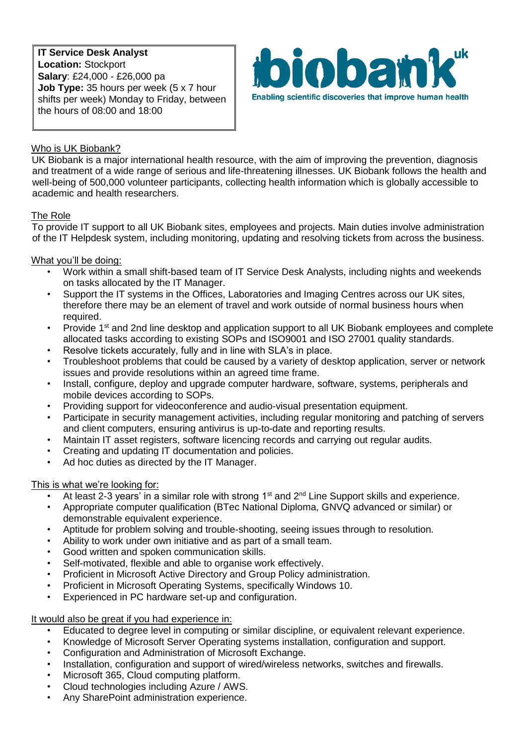**IT Service Desk Analyst**
**Location:** Stockport
**Salary**: £24,000 - £26,000 pa
**Job Type:** 35 hours per week (5 x 7 hour shifts per week) Monday to Friday, between the hours of 08:00 and 18:00

biobank uk
Enabling scientific discoveries that improve human health

## Who is UK Biobank?

UK Biobank is a major international health resource, with the aim of improving the prevention, diagnosis and treatment of a wide range of serious and life-threatening illnesses. UK Biobank follows the health and well-being of 500,000 volunteer participants, collecting health information which is globally accessible to academic and health researchers.

## The Role

To provide IT support to all UK Biobank sites, employees and projects. Main duties involve administration of the IT Helpdesk system, including monitoring, updating and resolving tickets from across the business.

## What you'll be doing:

- Work within a small shift-based team of IT Service Desk Analysts, including nights and weekends on tasks allocated by the IT Manager.
- Support the IT systems in the Offices, Laboratories and Imaging Centres across our UK sites, therefore there may be an element of travel and work outside of normal business hours when required.
- Provide 1st and 2nd line desktop and application support to all UK Biobank employees and complete allocated tasks according to existing SOPs and ISO9001 and ISO 27001 quality standards.
- Resolve tickets accurately, fully and in line with SLA's in place.
- Troubleshoot problems that could be caused by a variety of desktop application, server or network issues and provide resolutions within an agreed time frame.
- Install, configure, deploy and upgrade computer hardware, software, systems, peripherals and mobile devices according to SOPs.
- Providing support for videoconference and audio-visual presentation equipment.
- Participate in security management activities, including regular monitoring and patching of servers and client computers, ensuring antivirus is up-to-date and reporting results.
- Maintain IT asset registers, software licencing records and carrying out regular audits.
- Creating and updating IT documentation and policies.
- Ad hoc duties as directed by the IT Manager.

## This is what we're looking for:

- At least 2-3 years' in a similar role with strong 1st and 2nd Line Support skills and experience.
- Appropriate computer qualification (BTec National Diploma, GNVQ advanced or similar) or demonstrable equivalent experience.
- Aptitude for problem solving and trouble-shooting, seeing issues through to resolution.
- Ability to work under own initiative and as part of a small team.
- Good written and spoken communication skills.
- Self-motivated, flexible and able to organise work effectively.
- Proficient in Microsoft Active Directory and Group Policy administration.
- Proficient in Microsoft Operating Systems, specifically Windows 10.
- Experienced in PC hardware set-up and configuration.

## It would also be great if you had experience in:

- Educated to degree level in computing or similar discipline, or equivalent relevant experience.
- Knowledge of Microsoft Server Operating systems installation, configuration and support.
- Configuration and Administration of Microsoft Exchange.
- Installation, configuration and support of wired/wireless networks, switches and firewalls.
- Microsoft 365, Cloud computing platform.
- Cloud technologies including Azure / AWS.
- Any SharePoint administration experience.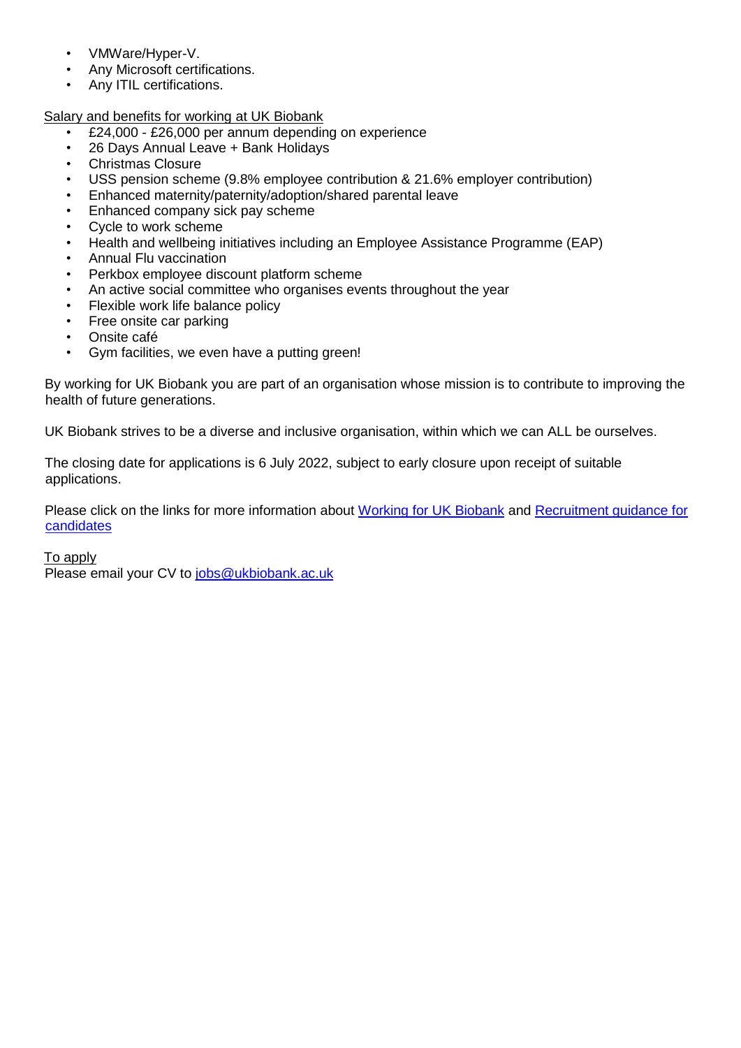- VMWare/Hyper-V.
- Any Microsoft certifications.
- Any ITIL certifications.

Salary and benefits for working at UK Biobank

- £24,000 - £26,000 per annum depending on experience
- 26 Days Annual Leave + Bank Holidays
- Christmas Closure
- USS pension scheme (9.8% employee contribution & 21.6% employer contribution)
- Enhanced maternity/paternity/adoption/shared parental leave
- Enhanced company sick pay scheme
- Cycle to work scheme
- Health and wellbeing initiatives including an Employee Assistance Programme (EAP)
- Annual Flu vaccination
- Perkbox employee discount platform scheme
- An active social committee who organises events throughout the year
- Flexible work life balance policy
- Free onsite car parking
- Onsite café
- Gym facilities, we even have a putting green!

By working for UK Biobank you are part of an organisation whose mission is to contribute to improving the health of future generations.

UK Biobank strives to be a diverse and inclusive organisation, within which we can ALL be ourselves.

The closing date for applications is 6 July 2022, subject to early closure upon receipt of suitable applications.

Please click on the links for more information about [Working for UK Biobank] and [Recruitment guidance for candidates]

To apply

Please email your CV to jobs@ukbiobank.ac.uk